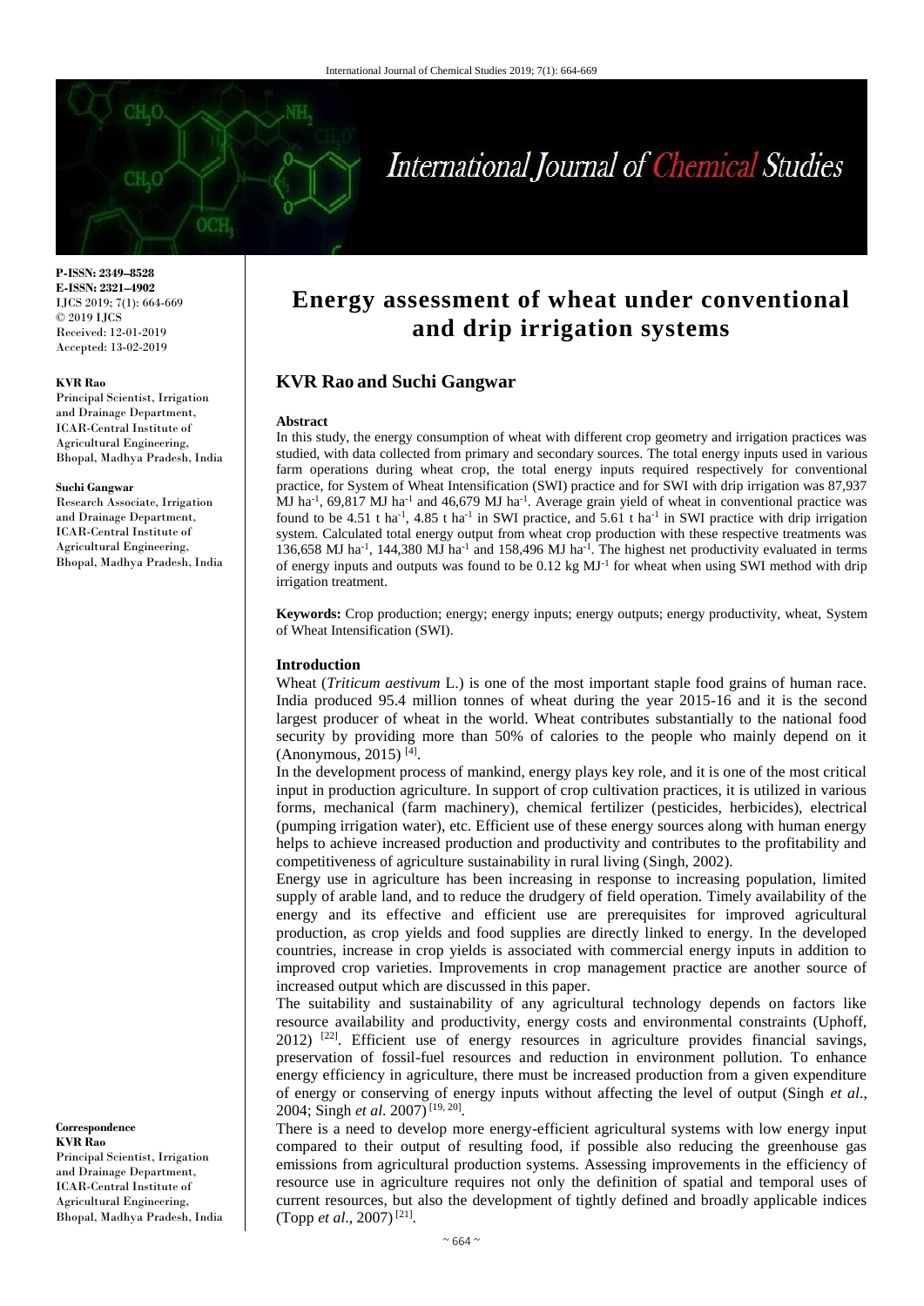# Energy assessment of wheat under conventional and drip irrigation systems

## KVR Rao and Suchi Gangwar

P-ISSN: 2349–8528
E-ISSN: 2321–4902
IJCS 2019; 7(1): 664-669
© 2019 IJCS
Received: 12-01-2019
Accepted: 13-02-2019

**KVR Rao**
Principal Scientist, Irrigation and Drainage Department, ICAR-Central Institute of Agricultural Engineering, Bhopal, Madhya Pradesh, India

**Suchi Gangwar**
Research Associate, Irrigation and Drainage Department, ICAR-Central Institute of Agricultural Engineering, Bhopal, Madhya Pradesh, India

**Correspondence**
**KVR Rao**
Principal Scientist, Irrigation and Drainage Department, ICAR-Central Institute of Agricultural Engineering, Bhopal, Madhya Pradesh, India

**Abstract**

In this study, the energy consumption of wheat with different crop geometry and irrigation practices was studied, with data collected from primary and secondary sources. The total energy inputs used in various farm operations during wheat crop, the total energy inputs required respectively for conventional practice, for System of Wheat Intensification (SWI) practice and for SWI with drip irrigation was 87,937 MJ $ha^{-1}$, 69,817 MJ $ha^{-1}$ and 46,679 MJ $ha^{-1}$. Average grain yield of wheat in conventional practice was found to be 4.51 t $ha^{-1}$, 4.85 t $ha^{-1}$ in SWI practice, and 5.61 t $ha^{-1}$ in SWI practice with drip irrigation system. Calculated total energy output from wheat crop production with these respective treatments was 136,658 MJ $ha^{-1}$, 144,380 MJ $ha^{-1}$ and 158,496 MJ $ha^{-1}$. The highest net productivity evaluated in terms of energy inputs and outputs was found to be 0.12 kg $MJ^{-1}$ for wheat when using SWI method with drip irrigation treatment.

**Keywords:** Crop production; energy; energy inputs; energy outputs; energy productivity, wheat, System of Wheat Intensification (SWI).

### Introduction

Wheat (*Triticum aestivum* L.) is one of the most important staple food grains of human race. India produced 95.4 million tonnes of wheat during the year 2015-16 and it is the second largest producer of wheat in the world. Wheat contributes substantially to the national food security by providing more than 50% of calories to the people who mainly depend on it (Anonymous, 2015) [4].

In the development process of mankind, energy plays key role, and it is one of the most critical input in production agriculture. In support of crop cultivation practices, it is utilized in various forms, mechanical (farm machinery), chemical fertilizer (pesticides, herbicides), electrical (pumping irrigation water), etc. Efficient use of these energy sources along with human energy helps to achieve increased production and productivity and contributes to the profitability and competitiveness of agriculture sustainability in rural living (Singh, 2002).

Energy use in agriculture has been increasing in response to increasing population, limited supply of arable land, and to reduce the drudgery of field operation. Timely availability of the energy and its effective and efficient use are prerequisites for improved agricultural production, as crop yields and food supplies are directly linked to energy. In the developed countries, increase in crop yields is associated with commercial energy inputs in addition to improved crop varieties. Improvements in crop management practice are another source of increased output which are discussed in this paper.

The suitability and sustainability of any agricultural technology depends on factors like resource availability and productivity, energy costs and environmental constraints (Uphoff, 2012) [22]. Efficient use of energy resources in agriculture provides financial savings, preservation of fossil-fuel resources and reduction in environment pollution. To enhance energy efficiency in agriculture, there must be increased production from a given expenditure of energy or conserving of energy inputs without affecting the level of output (Singh *et al*., 2004; Singh *et al.* 2007) [19, 20].

There is a need to develop more energy-efficient agricultural systems with low energy input compared to their output of resulting food, if possible also reducing the greenhouse gas emissions from agricultural production systems. Assessing improvements in the efficiency of resource use in agriculture requires not only the definition of spatial and temporal uses of current resources, but also the development of tightly defined and broadly applicable indices (Topp *et al*., 2007) [21].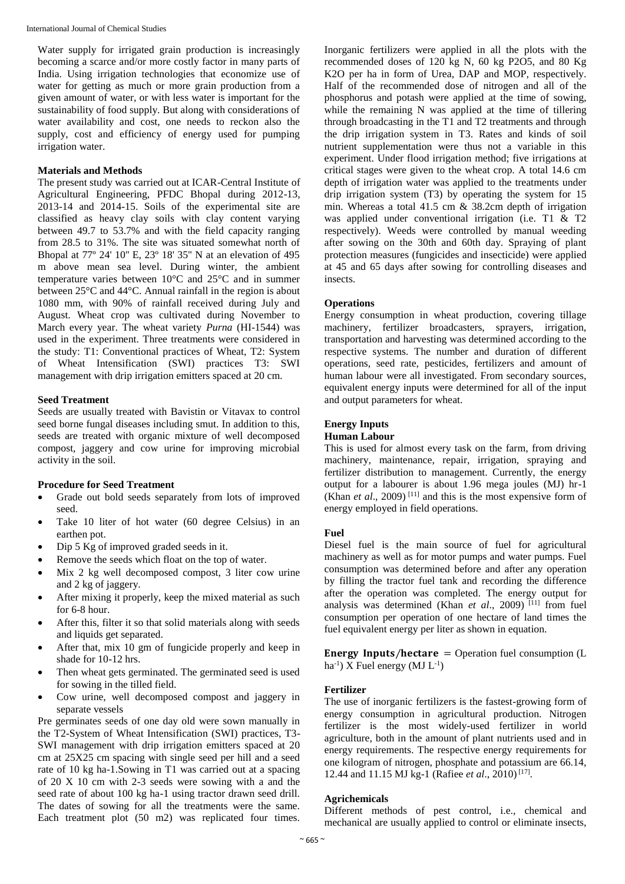Water supply for irrigated grain production is increasingly becoming a scarce and/or more costly factor in many parts of India. Using irrigation technologies that economize use of water for getting as much or more grain production from a given amount of water, or with less water is important for the sustainability of food supply. But along with considerations of water availability and cost, one needs to reckon also the supply, cost and efficiency of energy used for pumping irrigation water.

## Materials and Methods

The present study was carried out at ICAR-Central Institute of Agricultural Engineering, PFDC Bhopal during 2012-13, 2013-14 and 2014-15. Soils of the experimental site are classified as heavy clay soils with clay content varying between 49.7 to 53.7% and with the field capacity ranging from 28.5 to 31%. The site was situated somewhat north of Bhopal at 77º 24' 10" E, 23º 18' 35" N at an elevation of 495 m above mean sea level. During winter, the ambient temperature varies between 10°C and 25°C and in summer between 25°C and 44°C. Annual rainfall in the region is about 1080 mm, with 90% of rainfall received during July and August. Wheat crop was cultivated during November to March every year. The wheat variety *Purna* (HI-1544) was used in the experiment. Three treatments were considered in the study: T1: Conventional practices of Wheat, T2: System of Wheat Intensification (SWI) practices T3: SWI management with drip irrigation emitters spaced at 20 cm.

### Seed Treatment

Seeds are usually treated with Bavistin or Vitavax to control seed borne fungal diseases including smut. In addition to this, seeds are treated with organic mixture of well decomposed compost, jaggery and cow urine for improving microbial activity in the soil.

### Procedure for Seed Treatment

- Grade out bold seeds separately from lots of improved seed.
- Take 10 liter of hot water (60 degree Celsius) in an earthen pot.
- Dip 5 Kg of improved graded seeds in it.
- Remove the seeds which float on the top of water.
- Mix 2 kg well decomposed compost, 3 liter cow urine and 2 kg of jaggery.
- After mixing it properly, keep the mixed material as such for 6-8 hour.
- After this, filter it so that solid materials along with seeds and liquids get separated.
- After that, mix 10 gm of fungicide properly and keep in shade for 10-12 hrs.
- Then wheat gets germinated. The germinated seed is used for sowing in the tilled field.
- Cow urine, well decomposed compost and jaggery in separate vessels

Pre germinates seeds of one day old were sown manually in the T2-System of Wheat Intensification (SWI) practices, T3-SWI management with drip irrigation emitters spaced at 20 cm at 25X25 cm spacing with single seed per hill and a seed rate of 10 kg ha-1.Sowing in T1 was carried out at a spacing of 20 X 10 cm with 2-3 seeds were sowing with a and the seed rate of about 100 kg ha-1 using tractor drawn seed drill. The dates of sowing for all the treatments were the same. Each treatment plot (50 m2) was replicated four times. Inorganic fertilizers were applied in all the plots with the recommended doses of 120 kg N, 60 kg P2O5, and 80 Kg K2O per ha in form of Urea, DAP and MOP, respectively. Half of the recommended dose of nitrogen and all of the phosphorus and potash were applied at the time of sowing, while the remaining N was applied at the time of tillering through broadcasting in the T1 and T2 treatments and through the drip irrigation system in T3. Rates and kinds of soil nutrient supplementation were thus not a variable in this experiment. Under flood irrigation method; five irrigations at critical stages were given to the wheat crop. A total 14.6 cm depth of irrigation water was applied to the treatments under drip irrigation system (T3) by operating the system for 15 min. Whereas a total 41.5 cm & 38.2cm depth of irrigation was applied under conventional irrigation (i.e. T1 & T2 respectively). Weeds were controlled by manual weeding after sowing on the 30th and 60th day. Spraying of plant protection measures (fungicides and insecticide) were applied at 45 and 65 days after sowing for controlling diseases and insects.

### Operations

Energy consumption in wheat production, covering tillage machinery, fertilizer broadcasters, sprayers, irrigation, transportation and harvesting was determined according to the respective systems. The number and duration of different operations, seed rate, pesticides, fertilizers and amount of human labour were all investigated. From secondary sources, equivalent energy inputs were determined for all of the input and output parameters for wheat.

### Energy Inputs

#### Human Labour

This is used for almost every task on the farm, from driving machinery, maintenance, repair, irrigation, spraying and fertilizer distribution to management. Currently, the energy output for a labourer is about 1.96 mega joules (MJ) hr-1 (Khan *et al*., 2009) [11] and this is the most expensive form of energy employed in field operations.

#### Fuel

Diesel fuel is the main source of fuel for agricultural machinery as well as for motor pumps and water pumps. Fuel consumption was determined before and after any operation by filling the tractor fuel tank and recording the difference after the operation was completed. The energy output for analysis was determined (Khan *et al*., 2009) [11] from fuel consumption per operation of one hectare of land times the fuel equivalent energy per liter as shown in equation.

$$\textbf{Energy Inputs/hectare} = \text{Operation fuel consumption (L ha}^{-1}\text{) X Fuel energy (MJ L}^{-1}\text{)}$$

#### Fertilizer

The use of inorganic fertilizers is the fastest-growing form of energy consumption in agricultural production. Nitrogen fertilizer is the most widely-used fertilizer in world agriculture, both in the amount of plant nutrients used and in energy requirements. The respective energy requirements for one kilogram of nitrogen, phosphate and potassium are 66.14, 12.44 and 11.15 MJ kg-1 (Rafiee *et al*., 2010) [17].

#### Agrichemicals

Different methods of pest control, i.e., chemical and mechanical are usually applied to control or eliminate insects,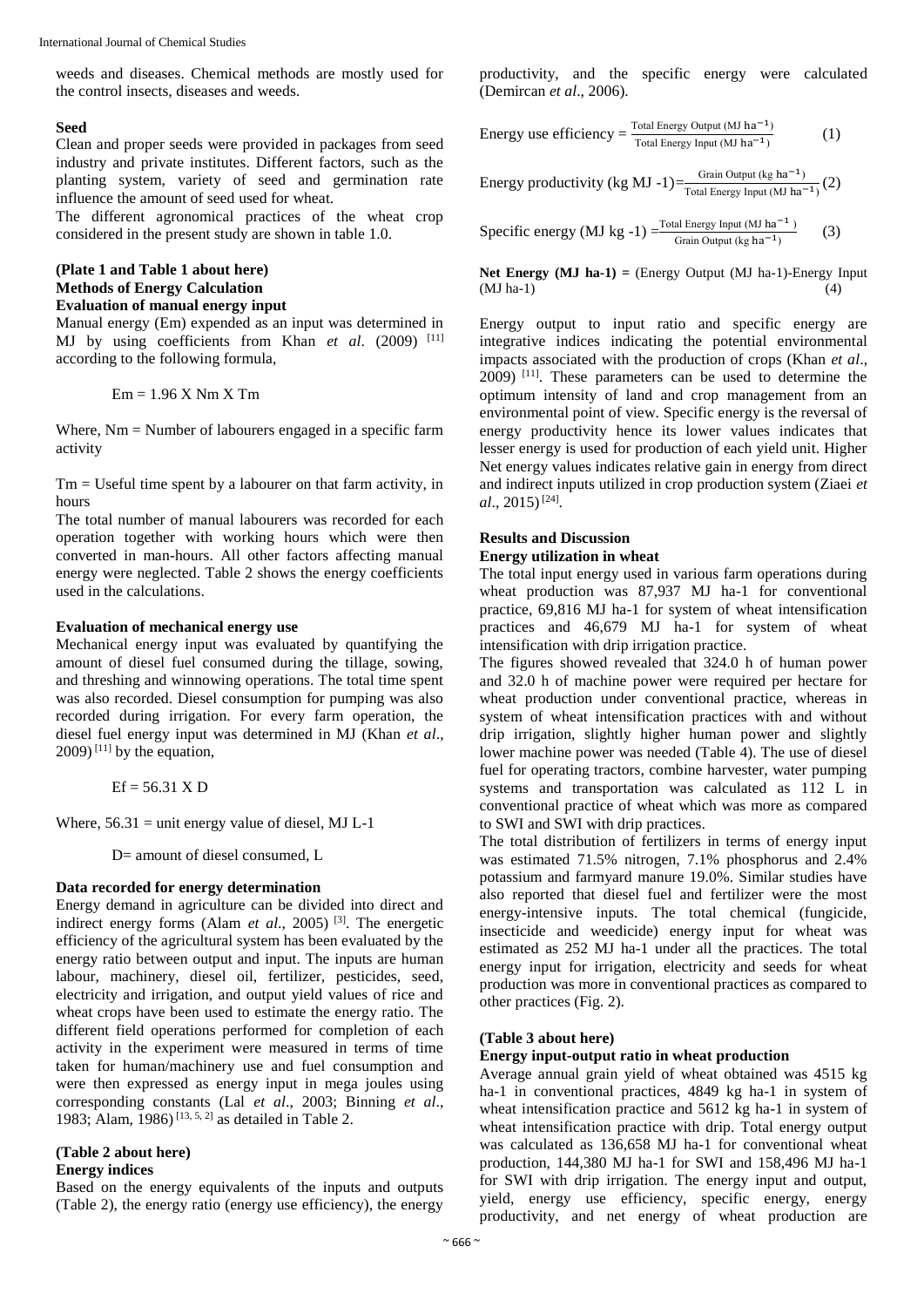weeds and diseases. Chemical methods are mostly used for the control insects, diseases and weeds.

### Seed

Clean and proper seeds were provided in packages from seed industry and private institutes. Different factors, such as the planting system, variety of seed and germination rate influence the amount of seed used for wheat.

The different agronomical practices of the wheat crop considered in the present study are shown in table 1.0.

**(Plate 1 and Table 1 about here)**

## Methods of Energy Calculation

### Evaluation of manual energy input

Manual energy (Em) expended as an input was determined in MJ by using coefficients from Khan *et al*. (2009) [11] according to the following formula,

$$Em = 1.96 \times Nm \times Tm$$

Where, Nm = Number of labourers engaged in a specific farm activity

Tm = Useful time spent by a labourer on that farm activity, in hours

The total number of manual labourers was recorded for each operation together with working hours which were then converted in man-hours. All other factors affecting manual energy were neglected. Table 2 shows the energy coefficients used in the calculations.

### Evaluation of mechanical energy use

Mechanical energy input was evaluated by quantifying the amount of diesel fuel consumed during the tillage, sowing, and threshing and winnowing operations. The total time spent was also recorded. Diesel consumption for pumping was also recorded during irrigation. For every farm operation, the diesel fuel energy input was determined in MJ (Khan *et al*., 2009) [11] by the equation,

$$Ef = 56.31 \times D$$

Where, 56.31 = unit energy value of diesel, MJ L-1

D= amount of diesel consumed, L

### Data recorded for energy determination

Energy demand in agriculture can be divided into direct and indirect energy forms (Alam *et al*., 2005) [3]. The energetic efficiency of the agricultural system has been evaluated by the energy ratio between output and input. The inputs are human labour, machinery, diesel oil, fertilizer, pesticides, seed, electricity and irrigation, and output yield values of rice and wheat crops have been used to estimate the energy ratio. The different field operations performed for completion of each activity in the experiment were measured in terms of time taken for human/machinery use and fuel consumption and were then expressed as energy input in mega joules using corresponding constants (Lal *et al*., 2003; Binning *et al*., 1983; Alam, 1986) [13, 5, 2] as detailed in Table 2.

**(Table 2 about here)**

### Energy indices

Based on the energy equivalents of the inputs and outputs (Table 2), the energy ratio (energy use efficiency), the energy productivity, and the specific energy were calculated (Demircan *et al*., 2006).

$$\text{Energy use efficiency} = \frac{\text{Total Energy Output (MJ ha}^{-1}\text{)}}{\text{Total Energy Input (MJ ha}^{-1}\text{)}} \qquad (1)$$

$$\text{Energy productivity (kg MJ -1)} = \frac{\text{Grain Output (kg ha}^{-1}\text{)}}{\text{Total Energy Input (MJ ha}^{-1}\text{)}} \qquad (2)$$

$$\text{Specific energy (MJ kg -1)} = \frac{\text{Total Energy Input (MJ ha}^{-1}\text{)}}{\text{Grain Output (kg ha}^{-1}\text{)}} \qquad (3)$$

**Net Energy (MJ ha-1) =** (Energy Output (MJ ha-1)-Energy Input (MJ ha-1) (4)

Energy output to input ratio and specific energy are integrative indices indicating the potential environmental impacts associated with the production of crops (Khan *et al*., 2009) [11]. These parameters can be used to determine the optimum intensity of land and crop management from an environmental point of view. Specific energy is the reversal of energy productivity hence its lower values indicates that lesser energy is used for production of each yield unit. Higher Net energy values indicates relative gain in energy from direct and indirect inputs utilized in crop production system (Ziaei *et al*., 2015) [24].

## Results and Discussion

### Energy utilization in wheat

The total input energy used in various farm operations during wheat production was 87,937 MJ ha-1 for conventional practice, 69,816 MJ ha-1 for system of wheat intensification practices and 46,679 MJ ha-1 for system of wheat intensification with drip irrigation practice.

The figures showed revealed that 324.0 h of human power and 32.0 h of machine power were required per hectare for wheat production under conventional practice, whereas in system of wheat intensification practices with and without drip irrigation, slightly higher human power and slightly lower machine power was needed (Table 4). The use of diesel fuel for operating tractors, combine harvester, water pumping systems and transportation was calculated as 112 L in conventional practice of wheat which was more as compared to SWI and SWI with drip practices.

The total distribution of fertilizers in terms of energy input was estimated 71.5% nitrogen, 7.1% phosphorus and 2.4% potassium and farmyard manure 19.0%. Similar studies have also reported that diesel fuel and fertilizer were the most energy-intensive inputs. The total chemical (fungicide, insecticide and weedicide) energy input for wheat was estimated as 252 MJ ha-1 under all the practices. The total energy input for irrigation, electricity and seeds for wheat production was more in conventional practices as compared to other practices (Fig. 2).

**(Table 3 about here)**

### Energy input-output ratio in wheat production

Average annual grain yield of wheat obtained was 4515 kg ha-1 in conventional practices, 4849 kg ha-1 in system of wheat intensification practice and 5612 kg ha-1 in system of wheat intensification practice with drip. Total energy output was calculated as 136,658 MJ ha-1 for conventional wheat production, 144,380 MJ ha-1 for SWI and 158,496 MJ ha-1 for SWI with drip irrigation. The energy input and output, yield, energy use efficiency, specific energy, energy productivity, and net energy of wheat production are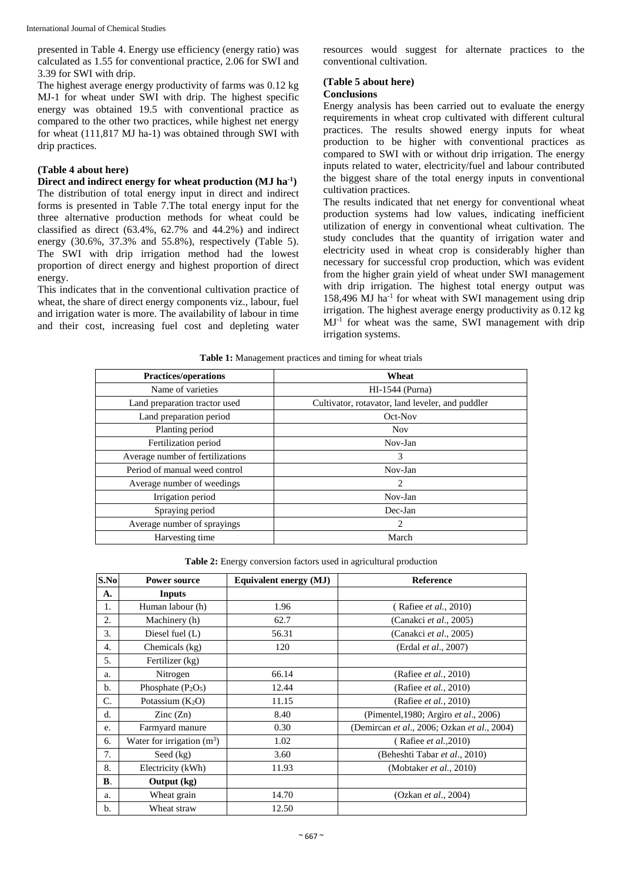presented in Table 4. Energy use efficiency (energy ratio) was calculated as 1.55 for conventional practice, 2.06 for SWI and 3.39 for SWI with drip.

The highest average energy productivity of farms was 0.12 kg MJ-1 for wheat under SWI with drip. The highest specific energy was obtained 19.5 with conventional practice as compared to the other two practices, while highest net energy for wheat (111,817 MJ ha-1) was obtained through SWI with drip practices.

**(Table 4 about here)**

**Direct and indirect energy for wheat production (MJ ha$^{-1}$)**

The distribution of total energy input in direct and indirect forms is presented in Table 7.The total energy input for the three alternative production methods for wheat could be classified as direct (63.4%, 62.7% and 44.2%) and indirect energy (30.6%, 37.3% and 55.8%), respectively (Table 5). The SWI with drip irrigation method had the lowest proportion of direct energy and highest proportion of direct energy.

This indicates that in the conventional cultivation practice of wheat, the share of direct energy components viz., labour, fuel and irrigation water is more. The availability of labour in time and their cost, increasing fuel cost and depleting water resources would suggest for alternate practices to the conventional cultivation.

**(Table 5 about here)**

**Conclusions**

Energy analysis has been carried out to evaluate the energy requirements in wheat crop cultivated with different cultural practices. The results showed energy inputs for wheat production to be higher with conventional practices as compared to SWI with or without drip irrigation. The energy inputs related to water, electricity/fuel and labour contributed the biggest share of the total energy inputs in conventional cultivation practices.

The results indicated that net energy for conventional wheat production systems had low values, indicating inefficient utilization of energy in conventional wheat cultivation. The study concludes that the quantity of irrigation water and electricity used in wheat crop is considerably higher than necessary for successful crop production, which was evident from the higher grain yield of wheat under SWI management with drip irrigation. The highest total energy output was 158,496 MJ ha$^{-1}$ for wheat with SWI management using drip irrigation. The highest average energy productivity as 0.12 kg MJ$^{-1}$ for wheat was the same, SWI management with drip irrigation systems.

**Table 1:** Management practices and timing for wheat trials

| Practices/operations | Wheat |
|---|---|
| Name of varieties | HI-1544 (Purna) |
| Land preparation tractor used | Cultivator, rotavator, land leveler, and puddler |
| Land preparation period | Oct-Nov |
| Planting period | Nov |
| Fertilization period | Nov-Jan |
| Average number of fertilizations | 3 |
| Period of manual weed control | Nov-Jan |
| Average number of weedings | 2 |
| Irrigation period | Nov-Jan |
| Spraying period | Dec-Jan |
| Average number of sprayings | 2 |
| Harvesting time | March |

**Table 2:** Energy conversion factors used in agricultural production

| S.No | Power source | Equivalent energy (MJ) | Reference |
|---|---|---|---|
| **A.** | **Inputs** | | |
| 1. | Human labour (h) | 1.96 | ( Rafiee *et al.*, 2010) |
| 2. | Machinery (h) | 62.7 | (Canakci *et al*., 2005) |
| 3. | Diesel fuel (L) | 56.31 | (Canakci *et al*., 2005) |
| 4. | Chemicals (kg) | 120 | (Erdal *et al*., 2007) |
| 5. | Fertilizer (kg) | | |
| a. | Nitrogen | 66.14 | (Rafiee *et al.*, 2010) |
| b. | Phosphate ($P_2O_5$) | 12.44 | (Rafiee *et al.*, 2010) |
| C. | Potassium ($K_2O$) | 11.15 | (Rafiee *et al.*, 2010) |
| d. | Zinc (Zn) | 8.40 | (Pimentel,1980; Argiro *et al*., 2006) |
| e. | Farmyard manure | 0.30 | (Demircan *et al*., 2006; Ozkan *et al*., 2004) |
| 6. | Water for irrigation ($m^3$) | 1.02 | ( Rafiee *et al.*,2010) |
| 7. | Seed (kg) | 3.60 | (Beheshti Tabar *et al*., 2010) |
| 8. | Electricity (kWh) | 11.93 | (Mobtaker *et al.*, 2010) |
| **B**. | **Output (kg)** | | |
| a. | Wheat grain | 14.70 | (Ozkan *et al*., 2004) |
| b. | Wheat straw | 12.50 | |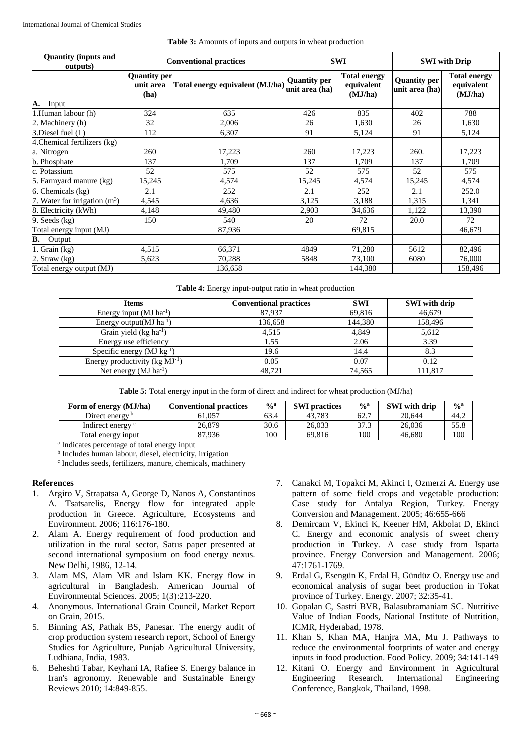**Table 3:** Amounts of inputs and outputs in wheat production

| Quantity (inputs and outputs) | Conventional practices | | SWI | | SWI with Drip | |
|---|---|---|---|---|---|---|
| | Quantity per unit area (ha) | Total energy equivalent (MJ/ha) | Quantity per unit area (ha) | Total energy equivalent (MJ/ha) | Quantity per unit area (ha) | Total energy equivalent (MJ/ha) |
| **A.** Input | | | | | | |
| 1.Human labour (h) | 324 | 635 | 426 | 835 | 402 | 788 |
| 2. Machinery (h) | 32 | 2,006 | 26 | 1,630 | 26 | 1,630 |
| 3.Diesel fuel (L) | 112 | 6,307 | 91 | 5,124 | 91 | 5,124 |
| 4.Chemical fertilizers (kg) | | | | | | |
| a. Nitrogen | 260 | 17,223 | 260 | 17,223 | 260. | 17,223 |
| b. Phosphate | 137 | 1,709 | 137 | 1,709 | 137 | 1,709 |
| c. Potassium | 52 | 575 | 52 | 575 | 52 | 575 |
| 5. Farmyard manure (kg) | 15,245 | 4,574 | 15,245 | 4,574 | 15,245 | 4,574 |
| 6. Chemicals (kg) | 2.1 | 252 | 2.1 | 252 | 2.1 | 252.0 |
| 7. Water for irrigation ($m^3$) | 4,545 | 4,636 | 3,125 | 3,188 | 1,315 | 1,341 |
| 8. Electricity (kWh) | 4,148 | 49,480 | 2,903 | 34,636 | 1,122 | 13,390 |
| 9. Seeds (kg) | 150 | 540 | 20 | 72 | 20.0 | 72 |
| Total energy input (MJ) | | 87,936 | | 69,815 | | 46,679 |
| **B.** Output | | | | | | |
| 1. Grain (kg) | 4,515 | 66,371 | 4849 | 71,280 | 5612 | 82,496 |
| 2. Straw (kg) | 5,623 | 70,288 | 5848 | 73,100 | 6080 | 76,000 |
| Total energy output (MJ) | | 136,658 | | 144,380 | | 158,496 |

**Table 4:** Energy input-output ratio in wheat production

| Items | Conventional practices | SWI | SWI with drip |
|---|---|---|---|
| Energy input (MJ $ha^{-1}$) | 87,937 | 69,816 | 46,679 |
| Energy output(MJ $ha^{-1}$) | 136,658 | 144,380 | 158,496 |
| Grain yield (kg $ha^{-1}$) | 4,515 | 4,849 | 5,612 |
| Energy use efficiency | 1.55 | 2.06 | 3.39 |
| Specific energy (MJ $kg^{-1}$) | 19.6 | 14.4 | 8.3 |
| Energy productivity (kg $MJ^{-1}$) | 0.05 | 0.07 | 0.12 |
| Net energy (MJ $ha^{-1}$) | 48,721 | 74,565 | 111,817 |

**Table 5:** Total energy input in the form of direct and indirect for wheat production (MJ/ha)

| Form of energy (MJ/ha) | Conventional practices | %[a] | SWI practices | %[a] | SWI with drip | %[a] |
|---|---|---|---|---|---|---|
| Direct energy [b] | 61,057 | 63.4 | 43,783 | 62.7 | 20,644 | 44.2 |
| Indirect energy [c] | 26,879 | 30.6 | 26,033 | 37.3 | 26,036 | 55.8 |
| Total energy input | 87,936 | 100 | 69,816 | 100 | 46,680 | 100 |

[a] Indicates percentage of total energy input

[b] Includes human labour, diesel, electricity, irrigation

[c] Includes seeds, fertilizers, manure, chemicals, machinery

## References

1. Argiro V, Strapatsa A, George D, Nanos A, Constantinos A. Tsatsarelis, Energy flow for integrated apple production in Greece. Agriculture, Ecosystems and Environment. 2006; 116:176-180.
2. Alam A. Energy requirement of food production and utilization in the rural sector, Satus paper presented at second international symposium on food energy nexus. New Delhi, 1986, 12-14.
3. Alam MS, Alam MR and Islam KK. Energy flow in agricultural in Bangladesh. American Journal of Environmental Sciences. 2005; 1(3):213-220.
4. Anonymous. International Grain Council, Market Report on Grain, 2015.
5. Binning AS, Pathak BS, Panesar. The energy audit of crop production system research report, School of Energy Studies for Agriculture, Punjab Agricultural University, Ludhiana, India, 1983.
6. Beheshti Tabar, Keyhani IA, Rafiee S. Energy balance in Iran's agronomy. Renewable and Sustainable Energy Reviews 2010; 14:849-855.
7. Canakci M, Topakci M, Akinci I, Ozmerzi A. Energy use pattern of some field crops and vegetable production: Case study for Antalya Region, Turkey. Energy Conversion and Management. 2005; 46:655-666
8. Demircam V, Ekinci K, Keener HM, Akbolat D, Ekinci C. Energy and economic analysis of sweet cherry production in Turkey. A case study from Isparta province. Energy Conversion and Management. 2006; 47:1761-1769.
9. Erdal G, Esengün K, Erdal H, Gündüz O. Energy use and economical analysis of sugar beet production in Tokat province of Turkey. Energy. 2007; 32:35-41.
10. Gopalan C, Sastri BVR, Balasubramaniam SC. Nutritive Value of Indian Foods, National Institute of Nutrition, ICMR, Hyderabad, 1978.
11. Khan S, Khan MA, Hanjra MA, Mu J. Pathways to reduce the environmental footprints of water and energy inputs in food production. Food Policy. 2009; 34:141-149
12. Kitani O. Energy and Environment in Agricultural Engineering Research. International Engineering Conference, Bangkok, Thailand, 1998.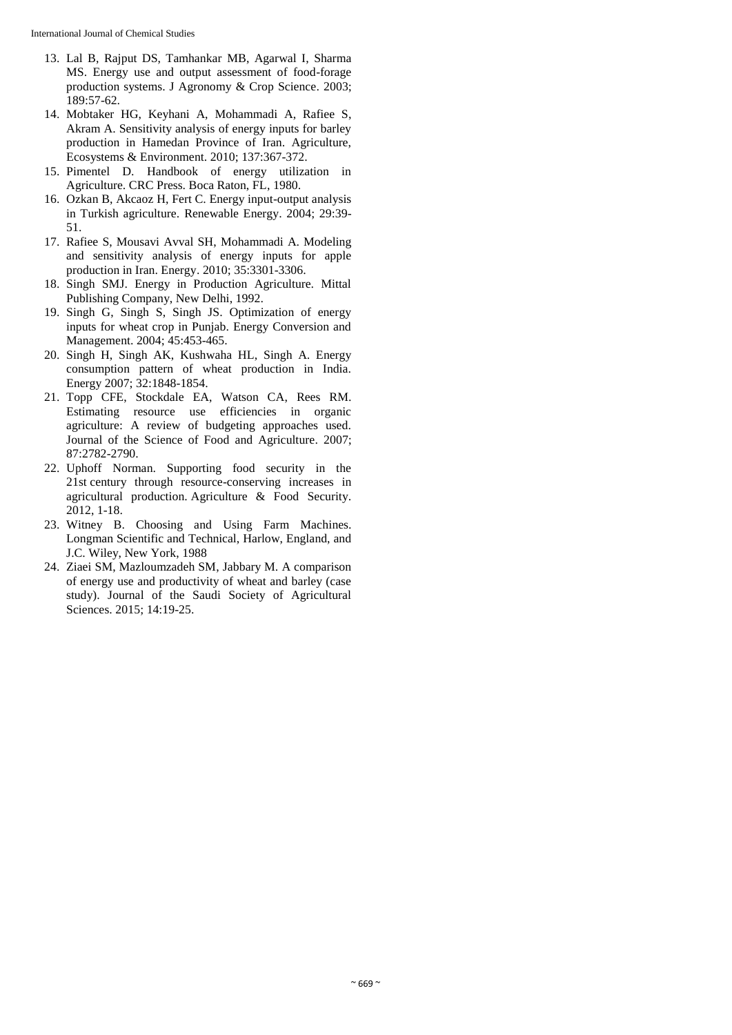13. Lal B, Rajput DS, Tamhankar MB, Agarwal I, Sharma MS. Energy use and output assessment of food-forage production systems. J Agronomy & Crop Science. 2003; 189:57-62.
14. Mobtaker HG, Keyhani A, Mohammadi A, Rafiee S, Akram A. Sensitivity analysis of energy inputs for barley production in Hamedan Province of Iran. Agriculture, Ecosystems & Environment. 2010; 137:367-372.
15. Pimentel D. Handbook of energy utilization in Agriculture. CRC Press. Boca Raton, FL, 1980.
16. Ozkan B, Akcaoz H, Fert C. Energy input-output analysis in Turkish agriculture. Renewable Energy. 2004; 29:39-51.
17. Rafiee S, Mousavi Avval SH, Mohammadi A. Modeling and sensitivity analysis of energy inputs for apple production in Iran. Energy. 2010; 35:3301-3306.
18. Singh SMJ. Energy in Production Agriculture. Mittal Publishing Company, New Delhi, 1992.
19. Singh G, Singh S, Singh JS. Optimization of energy inputs for wheat crop in Punjab. Energy Conversion and Management. 2004; 45:453-465.
20. Singh H, Singh AK, Kushwaha HL, Singh A. Energy consumption pattern of wheat production in India. Energy 2007; 32:1848-1854.
21. Topp CFE, Stockdale EA, Watson CA, Rees RM. Estimating resource use efficiencies in organic agriculture: A review of budgeting approaches used. Journal of the Science of Food and Agriculture. 2007; 87:2782-2790.
22. Uphoff Norman. Supporting food security in the 21st century through resource-conserving increases in agricultural production. Agriculture & Food Security. 2012, 1-18.
23. Witney B. Choosing and Using Farm Machines. Longman Scientific and Technical, Harlow, England, and J.C. Wiley, New York, 1988
24. Ziaei SM, Mazloumzadeh SM, Jabbary M. A comparison of energy use and productivity of wheat and barley (case study). Journal of the Saudi Society of Agricultural Sciences. 2015; 14:19-25.